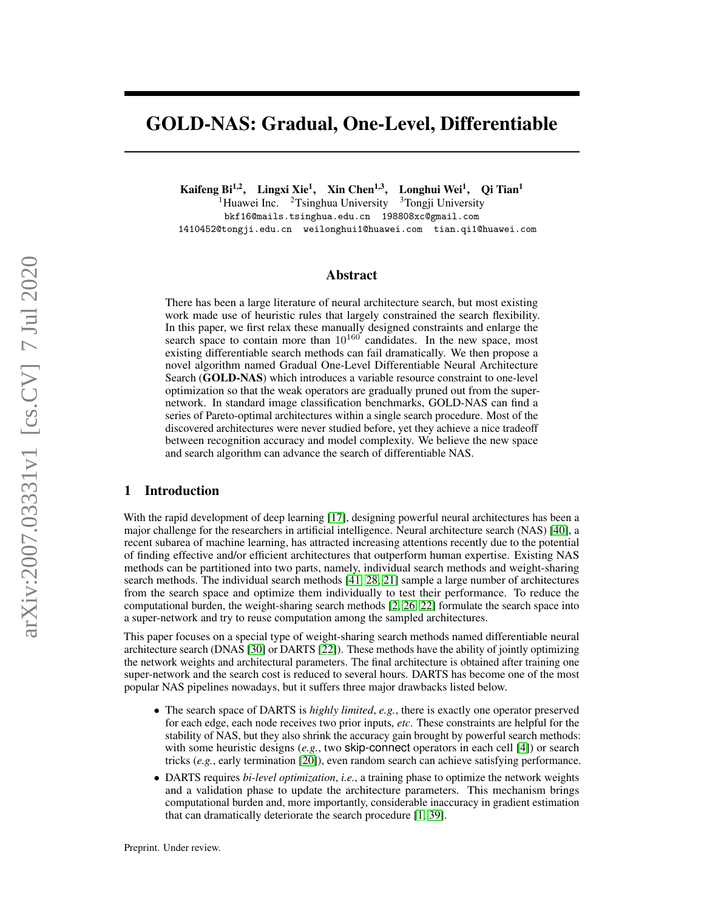# GOLD-NAS: Gradual, One-Level, Differentiable

**Kaifeng Bi[1,2], Lingxi Xie[1], Xin Chen[1,3], Longhui Wei[1], Qi Tian[1]**

[1]Huawei Inc. [2]Tsinghua University [3]Tongji University

bkf16@mails.tsinghua.edu.cn 198808xc@gmail.com

1410452@tongji.edu.cn weilonghui1@huawei.com tian.qi1@huawei.com

## Abstract

There has been a large literature of neural architecture search, but most existing work made use of heuristic rules that largely constrained the search flexibility. In this paper, we first relax these manually designed constraints and enlarge the search space to contain more than $10^{160}$ candidates. In the new space, most existing differentiable search methods can fail dramatically. We then propose a novel algorithm named Gradual One-Level Differentiable Neural Architecture Search (**GOLD-NAS**) which introduces a variable resource constraint to one-level optimization so that the weak operators are gradually pruned out from the super-network. In standard image classification benchmarks, GOLD-NAS can find a series of Pareto-optimal architectures within a single search procedure. Most of the discovered architectures were never studied before, yet they achieve a nice tradeoff between recognition accuracy and model complexity. We believe the new space and search algorithm can advance the search of differentiable NAS.

## 1 Introduction

With the rapid development of deep learning [17], designing powerful neural architectures has been a major challenge for the researchers in artificial intelligence. Neural architecture search (NAS) [40], a recent subarea of machine learning, has attracted increasing attentions recently due to the potential of finding effective and/or efficient architectures that outperform human expertise. Existing NAS methods can be partitioned into two parts, namely, individual search methods and weight-sharing search methods. The individual search methods [41, 28, 21] sample a large number of architectures from the search space and optimize them individually to test their performance. To reduce the computational burden, the weight-sharing search methods [2, 26, 22] formulate the search space into a super-network and try to reuse computation among the sampled architectures.

This paper focuses on a special type of weight-sharing search methods named differentiable neural architecture search (DNAS [30] or DARTS [22]). These methods have the ability of jointly optimizing the network weights and architectural parameters. The final architecture is obtained after training one super-network and the search cost is reduced to several hours. DARTS has become one of the most popular NAS pipelines nowadays, but it suffers three major drawbacks listed below.

- The search space of DARTS is *highly limited*, *e.g.*, there is exactly one operator preserved for each edge, each node receives two prior inputs, *etc.* These constraints are helpful for the stability of NAS, but they also shrink the accuracy gain brought by powerful search methods: with some heuristic designs (*e.g.*, two skip-connect operators in each cell [4]) or search tricks (*e.g.*, early termination [20]), even random search can achieve satisfying performance.
- DARTS requires *bi-level optimization*, *i.e.*, a training phase to optimize the network weights and a validation phase to update the architecture parameters. This mechanism brings computational burden and, more importantly, considerable inaccuracy in gradient estimation that can dramatically deteriorate the search procedure [1, 39].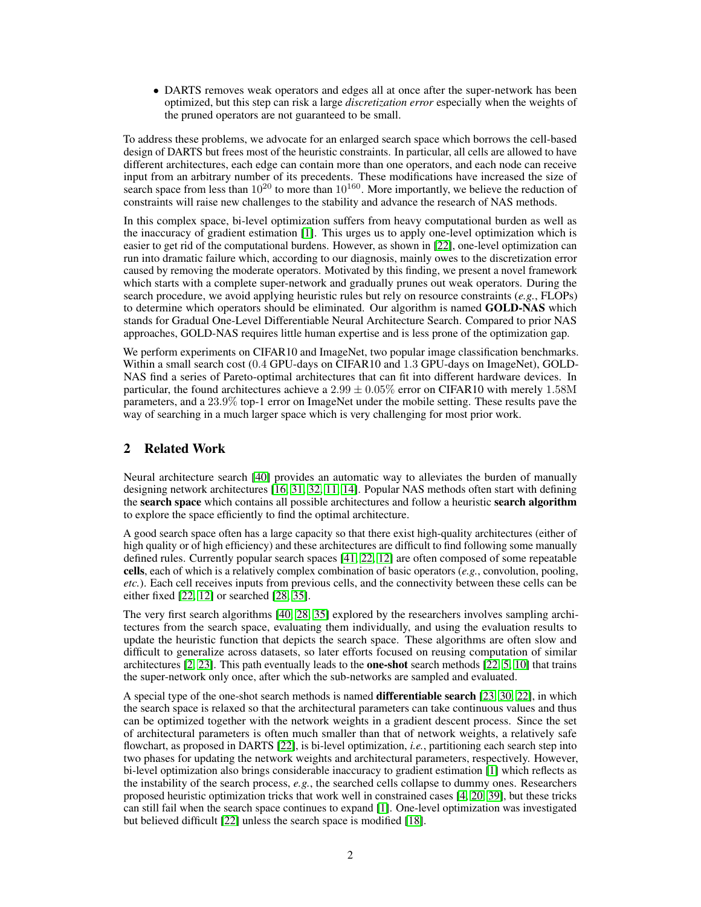- DARTS removes weak operators and edges all at once after the super-network has been optimized, but this step can risk a large *discretization error* especially when the weights of the pruned operators are not guaranteed to be small.

To address these problems, we advocate for an enlarged search space which borrows the cell-based design of DARTS but frees most of the heuristic constraints. In particular, all cells are allowed to have different architectures, each edge can contain more than one operators, and each node can receive input from an arbitrary number of its precedents. These modifications have increased the size of search space from less than $10^{20}$ to more than $10^{160}$. More importantly, we believe the reduction of constraints will raise new challenges to the stability and advance the research of NAS methods.

In this complex space, bi-level optimization suffers from heavy computational burden as well as the inaccuracy of gradient estimation [1]. This urges us to apply one-level optimization which is easier to get rid of the computational burdens. However, as shown in [22], one-level optimization can run into dramatic failure which, according to our diagnosis, mainly owes to the discretization error caused by removing the moderate operators. Motivated by this finding, we present a novel framework which starts with a complete super-network and gradually prunes out weak operators. During the search procedure, we avoid applying heuristic rules but rely on resource constraints (*e.g.*, FLOPs) to determine which operators should be eliminated. Our algorithm is named **GOLD-NAS** which stands for Gradual One-Level Differentiable Neural Architecture Search. Compared to prior NAS approaches, GOLD-NAS requires little human expertise and is less prone of the optimization gap.

We perform experiments on CIFAR10 and ImageNet, two popular image classification benchmarks. Within a small search cost ($0.4$ GPU-days on CIFAR10 and $1.3$ GPU-days on ImageNet), GOLD-NAS find a series of Pareto-optimal architectures that can fit into different hardware devices. In particular, the found architectures achieve a $2.99 \pm 0.05\%$ error on CIFAR10 with merely $1.58$M parameters, and a $23.9\%$ top-1 error on ImageNet under the mobile setting. These results pave the way of searching in a much larger space which is very challenging for most prior work.

## 2 Related Work

Neural architecture search [40] provides an automatic way to alleviates the burden of manually designing network architectures [16, 31, 32, 11, 14]. Popular NAS methods often start with defining the **search space** which contains all possible architectures and follow a heuristic **search algorithm** to explore the space efficiently to find the optimal architecture.

A good search space often has a large capacity so that there exist high-quality architectures (either of high quality or of high efficiency) and these architectures are difficult to find following some manually defined rules. Currently popular search spaces [41, 22, 12] are often composed of some repeatable **cells**, each of which is a relatively complex combination of basic operators (*e.g.*, convolution, pooling, *etc.*). Each cell receives inputs from previous cells, and the connectivity between these cells can be either fixed [22, 12] or searched [28, 35].

The very first search algorithms [40, 28, 35] explored by the researchers involves sampling architectures from the search space, evaluating them individually, and using the evaluation results to update the heuristic function that depicts the search space. These algorithms are often slow and difficult to generalize across datasets, so later efforts focused on reusing computation of similar architectures [2, 23]. This path eventually leads to the **one-shot** search methods [22, 5, 10] that trains the super-network only once, after which the sub-networks are sampled and evaluated.

A special type of the one-shot search methods is named **differentiable search** [23, 30, 22], in which the search space is relaxed so that the architectural parameters can take continuous values and thus can be optimized together with the network weights in a gradient descent process. Since the set of architectural parameters is often much smaller than that of network weights, a relatively safe flowchart, as proposed in DARTS [22], is bi-level optimization, *i.e.*, partitioning each search step into two phases for updating the network weights and architectural parameters, respectively. However, bi-level optimization also brings considerable inaccuracy to gradient estimation [1] which reflects as the instability of the search process, *e.g.*, the searched cells collapse to dummy ones. Researchers proposed heuristic optimization tricks that work well in constrained cases [4, 20, 39], but these tricks can still fail when the search space continues to expand [1]. One-level optimization was investigated but believed difficult [22] unless the search space is modified [18].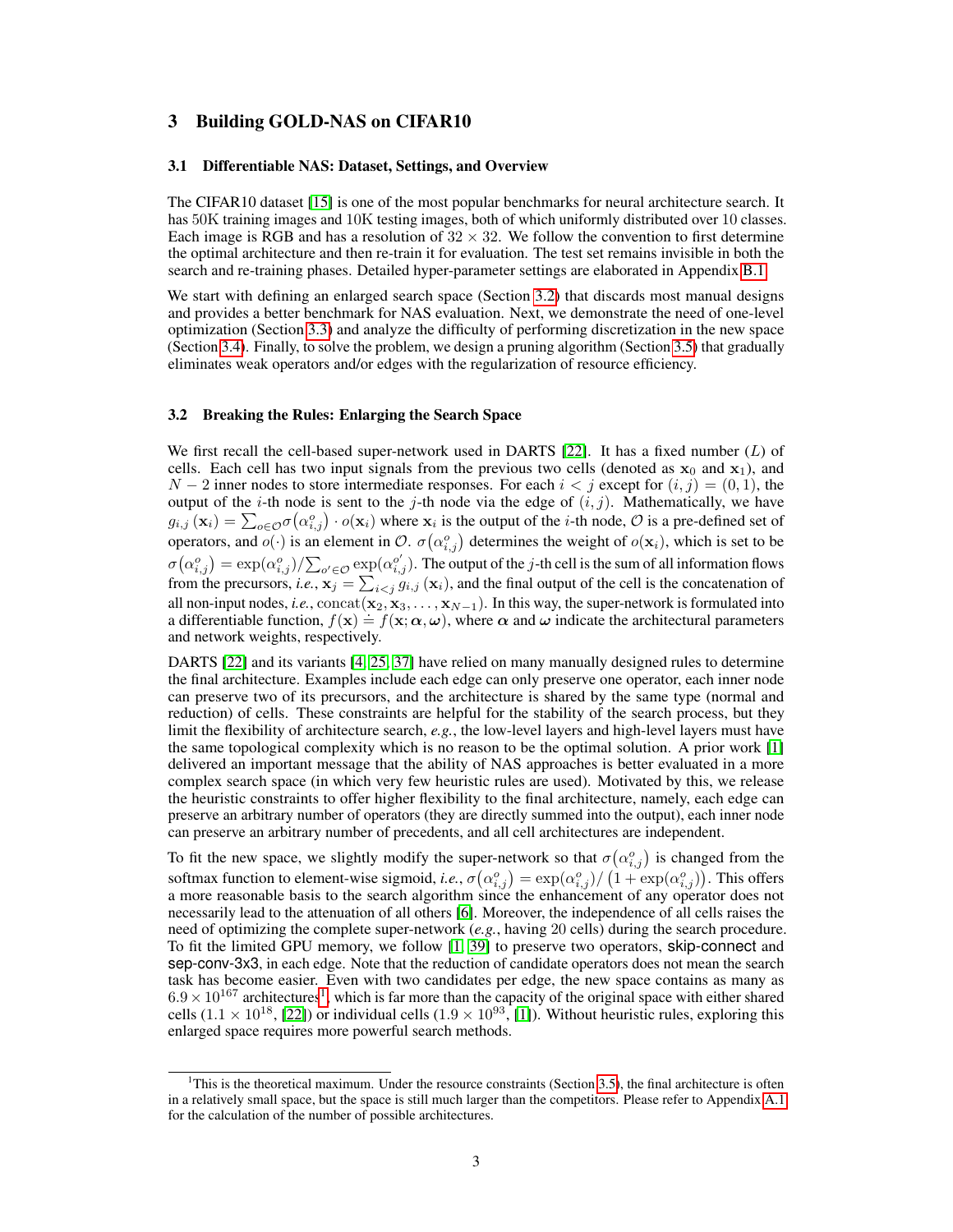## 3 Building GOLD-NAS on CIFAR10

### 3.1 Differentiable NAS: Dataset, Settings, and Overview

The CIFAR10 dataset [15] is one of the most popular benchmarks for neural architecture search. It has 50K training images and 10K testing images, both of which uniformly distributed over 10 classes. Each image is RGB and has a resolution of $32 \times 32$. We follow the convention to first determine the optimal architecture and then re-train it for evaluation. The test set remains invisible in both the search and re-training phases. Detailed hyper-parameter settings are elaborated in Appendix B.1.

We start with defining an enlarged search space (Section 3.2) that discards most manual designs and provides a better benchmark for NAS evaluation. Next, we demonstrate the need of one-level optimization (Section 3.3) and analyze the difficulty of performing discretization in the new space (Section 3.4). Finally, to solve the problem, we design a pruning algorithm (Section 3.5) that gradually eliminates weak operators and/or edges with the regularization of resource efficiency.

### 3.2 Breaking the Rules: Enlarging the Search Space

We first recall the cell-based super-network used in DARTS [22]. It has a fixed number ($L$) of cells. Each cell has two input signals from the previous two cells (denoted as $\mathbf{x}_0$ and $\mathbf{x}_1$), and $N-2$ inner nodes to store intermediate responses. For each $i < j$ except for $(i,j) = (0,1)$, the output of the $i$-th node is sent to the $j$-th node via the edge of $(i,j)$. Mathematically, we have $g_{i,j}(\mathbf{x}_i) = \sum_{o \in \mathcal{O}} \sigma(\alpha_{i,j}^o) \cdot o(\mathbf{x}_i)$ where $\mathbf{x}_i$ is the output of the $i$-th node, $\mathcal{O}$ is a pre-defined set of operators, and $o(\cdot)$ is an element in $\mathcal{O}$. $\sigma(\alpha_{i,j}^o)$ determines the weight of $o(\mathbf{x}_i)$, which is set to be $\sigma(\alpha_{i,j}^o) = \exp(\alpha_{i,j}^o) / \sum_{o' \in \mathcal{O}} \exp(\alpha_{i,j}^{o'})$. The output of the $j$-th cell is the sum of all information flows from the precursors, *i.e.*, $\mathbf{x}_j = \sum_{i<j} g_{i,j}(\mathbf{x}_i)$, and the final output of the cell is the concatenation of all non-input nodes, *i.e.*, $\mathrm{concat}(\mathbf{x}_2, \mathbf{x}_3, \ldots, \mathbf{x}_{N-1})$. In this way, the super-network is formulated into a differentiable function, $f(\mathbf{x}) \doteq f(\mathbf{x}; \boldsymbol{\alpha}, \boldsymbol{\omega})$, where $\boldsymbol{\alpha}$ and $\boldsymbol{\omega}$ indicate the architectural parameters and network weights, respectively.

DARTS [22] and its variants [4, 25, 37] have relied on many manually designed rules to determine the final architecture. Examples include each edge can only preserve one operator, each inner node can preserve two of its precursors, and the architecture is shared by the same type (normal and reduction) of cells. These constraints are helpful for the stability of the search process, but they limit the flexibility of architecture search, *e.g.*, the low-level layers and high-level layers must have the same topological complexity which is no reason to be the optimal solution. A prior work [1] delivered an important message that the ability of NAS approaches is better evaluated in a more complex search space (in which very few heuristic rules are used). Motivated by this, we release the heuristic constraints to offer higher flexibility to the final architecture, namely, each edge can preserve an arbitrary number of operators (they are directly summed into the output), each inner node can preserve an arbitrary number of precedents, and all cell architectures are independent.

To fit the new space, we slightly modify the super-network so that $\sigma(\alpha_{i,j}^o)$ is changed from the softmax function to element-wise sigmoid, *i.e.*, $\sigma(\alpha_{i,j}^o) = \exp(\alpha_{i,j}^o) / \left(1 + \exp(\alpha_{i,j}^o)\right)$. This offers a more reasonable basis to the search algorithm since the enhancement of any operator does not necessarily lead to the attenuation of all others [6]. Moreover, the independence of all cells raises the need of optimizing the complete super-network (*e.g.*, having 20 cells) during the search procedure. To fit the limited GPU memory, we follow [1, 39] to preserve two operators, skip-connect and sep-conv-3x3, in each edge. Note that the reduction of candidate operators does not mean the search task has become easier. Even with two candidates per edge, the new space contains as many as $6.9 \times 10^{167}$ architectures[1], which is far more than the capacity of the original space with either shared cells ($1.1 \times 10^{18}$, [22]) or individual cells ($1.9 \times 10^{93}$, [1]). Without heuristic rules, exploring this enlarged space requires more powerful search methods.

[1]This is the theoretical maximum. Under the resource constraints (Section 3.5), the final architecture is often in a relatively small space, but the space is still much larger than the competitors. Please refer to Appendix A.1 for the calculation of the number of possible architectures.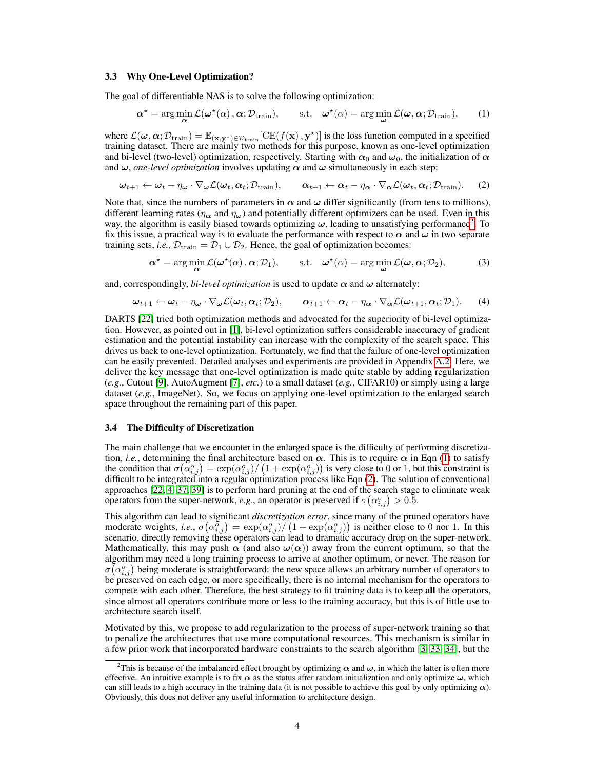### 3.3 Why One-Level Optimization?

The goal of differentiable NAS is to solve the following optimization:

$$\boldsymbol{\alpha}^{\star} = \arg\min_{\boldsymbol{\alpha}} \mathcal{L}(\boldsymbol{\omega}^{\star}(\alpha), \boldsymbol{\alpha}; \mathcal{D}_{\mathrm{train}}), \qquad \text{s.t.} \quad \boldsymbol{\omega}^{\star}(\alpha) = \arg\min_{\boldsymbol{\omega}} \mathcal{L}(\boldsymbol{\omega}, \boldsymbol{\alpha}; \mathcal{D}_{\mathrm{train}}), \tag{1}$$

where $\mathcal{L}(\boldsymbol{\omega}, \boldsymbol{\alpha}; \mathcal{D}_{\mathrm{train}}) = \mathbb{E}_{(\mathbf{x},\mathbf{y}^{\star})\in\mathcal{D}_{\mathrm{train}}}[\mathrm{CE}(f(\mathbf{x}), \mathbf{y}^{\star})]$ is the loss function computed in a specified training dataset. There are mainly two methods for this purpose, known as one-level optimization and bi-level (two-level) optimization, respectively. Starting with $\boldsymbol{\alpha}_0$ and $\boldsymbol{\omega}_0$, the initialization of $\boldsymbol{\alpha}$ and $\boldsymbol{\omega}$, *one-level optimization* involves updating $\boldsymbol{\alpha}$ and $\boldsymbol{\omega}$ simultaneously in each step:

$$\boldsymbol{\omega}_{t+1} \leftarrow \boldsymbol{\omega}_t - \eta_{\boldsymbol{\omega}} \cdot \nabla_{\boldsymbol{\omega}} \mathcal{L}(\boldsymbol{\omega}_t, \boldsymbol{\alpha}_t; \mathcal{D}_{\mathrm{train}}), \qquad \boldsymbol{\alpha}_{t+1} \leftarrow \boldsymbol{\alpha}_t - \eta_{\boldsymbol{\alpha}} \cdot \nabla_{\boldsymbol{\alpha}} \mathcal{L}(\boldsymbol{\omega}_t, \boldsymbol{\alpha}_t; \mathcal{D}_{\mathrm{train}}). \tag{2}$$

Note that, since the numbers of parameters in $\boldsymbol{\alpha}$ and $\boldsymbol{\omega}$ differ significantly (from tens to millions), different learning rates ($\eta_{\boldsymbol{\alpha}}$ and $\eta_{\boldsymbol{\omega}}$) and potentially different optimizers can be used. Even in this way, the algorithm is easily biased towards optimizing $\boldsymbol{\omega}$, leading to unsatisfying performance[2]. To fix this issue, a practical way is to evaluate the performance with respect to $\boldsymbol{\alpha}$ and $\boldsymbol{\omega}$ in two separate training sets, *i.e.*, $\mathcal{D}_{\mathrm{train}} = \mathcal{D}_1 \cup \mathcal{D}_2$. Hence, the goal of optimization becomes:

$$\boldsymbol{\alpha}^{\star} = \arg\min_{\boldsymbol{\alpha}} \mathcal{L}(\boldsymbol{\omega}^{\star}(\alpha), \boldsymbol{\alpha}; \mathcal{D}_1), \qquad \text{s.t.} \quad \boldsymbol{\omega}^{\star}(\alpha) = \arg\min_{\boldsymbol{\omega}} \mathcal{L}(\boldsymbol{\omega}, \boldsymbol{\alpha}; \mathcal{D}_2), \tag{3}$$

and, correspondingly, *bi-level optimization* is used to update $\boldsymbol{\alpha}$ and $\boldsymbol{\omega}$ alternately:

$$\boldsymbol{\omega}_{t+1} \leftarrow \boldsymbol{\omega}_t - \eta_{\boldsymbol{\omega}} \cdot \nabla_{\boldsymbol{\omega}} \mathcal{L}(\boldsymbol{\omega}_t, \boldsymbol{\alpha}_t; \mathcal{D}_2), \qquad \boldsymbol{\alpha}_{t+1} \leftarrow \boldsymbol{\alpha}_t - \eta_{\boldsymbol{\alpha}} \cdot \nabla_{\boldsymbol{\alpha}} \mathcal{L}(\boldsymbol{\omega}_{t+1}, \boldsymbol{\alpha}_t; \mathcal{D}_1). \tag{4}$$

DARTS [22] tried both optimization methods and advocated for the superiority of bi-level optimization. However, as pointed out in [1], bi-level optimization suffers considerable inaccuracy of gradient estimation and the potential instability can increase with the complexity of the search space. This drives us back to one-level optimization. Fortunately, we find that the failure of one-level optimization can be easily prevented. Detailed analyses and experiments are provided in Appendix A.2. Here, we deliver the key message that one-level optimization is made quite stable by adding regularization (*e.g.*, Cutout [9], AutoAugment [7], *etc.*) to a small dataset (*e.g.*, CIFAR10) or simply using a large dataset (*e.g.*, ImageNet). So, we focus on applying one-level optimization to the enlarged search space throughout the remaining part of this paper.

### 3.4 The Difficulty of Discretization

The main challenge that we encounter in the enlarged space is the difficulty of performing discretization, *i.e.*, determining the final architecture based on $\boldsymbol{\alpha}$. This is to require $\boldsymbol{\alpha}$ in Eqn (1) to satisfy the condition that $\sigma(\alpha_{i,j}^{o}) = \exp(\alpha_{i,j}^{o}) / \left(1 + \exp(\alpha_{i,j}^{o})\right)$ is very close to 0 or 1, but this constraint is difficult to be integrated into a regular optimization process like Eqn (2). The solution of conventional approaches [22, 4, 37, 39] is to perform hard pruning at the end of the search stage to eliminate weak operators from the super-network, *e.g.*, an operator is preserved if $\sigma(\alpha_{i,j}^{o}) > 0.5$.

This algorithm can lead to significant *discretization error*, since many of the pruned operators have moderate weights, *i.e.*, $\sigma(\alpha_{i,j}^{o}) = \exp(\alpha_{i,j}^{o}) / \left(1 + \exp(\alpha_{i,j}^{o})\right)$ is neither close to 0 nor 1. In this scenario, directly removing these operators can lead to dramatic accuracy drop on the super-network. Mathematically, this may push $\boldsymbol{\alpha}$ (and also $\boldsymbol{\omega}(\boldsymbol{\alpha})$) away from the current optimum, so that the algorithm may need a long training process to arrive at another optimum, or never. The reason for $\sigma(\alpha_{i,j}^{o})$ being moderate is straightforward: the new space allows an arbitrary number of operators to be preserved on each edge, or more specifically, there is no internal mechanism for the operators to compete with each other. Therefore, the best strategy to fit training data is to keep **all** the operators, since almost all operators contribute more or less to the training accuracy, but this is of little use to architecture search itself.

Motivated by this, we propose to add regularization to the process of super-network training so that to penalize the architectures that use more computational resources. This mechanism is similar in a few prior work that incorporated hardware constraints to the search algorithm [3, 33, 34], but the

[2] This is because of the imbalanced effect brought by optimizing $\boldsymbol{\alpha}$ and $\boldsymbol{\omega}$, in which the latter is often more effective. An intuitive example is to fix $\boldsymbol{\alpha}$ as the status after random initialization and only optimize $\boldsymbol{\omega}$, which can still leads to a high accuracy in the training data (it is not possible to achieve this goal by only optimizing $\boldsymbol{\alpha}$). Obviously, this does not deliver any useful information to architecture design.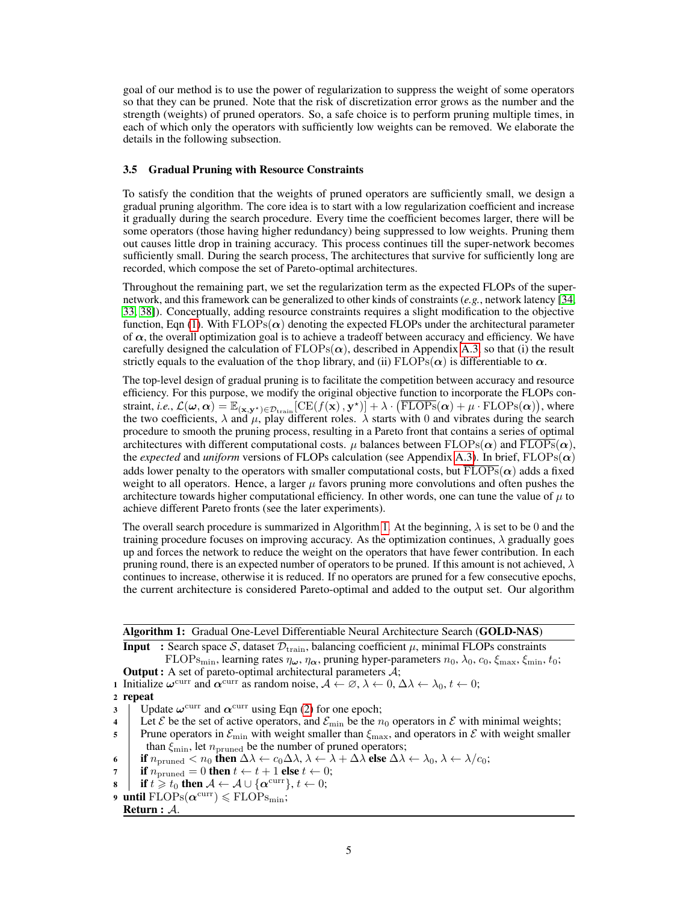goal of our method is to use the power of regularization to suppress the weight of some operators so that they can be pruned. Note that the risk of discretization error grows as the number and the strength (weights) of pruned operators. So, a safe choice is to perform pruning multiple times, in each of which only the operators with sufficiently low weights can be removed. We elaborate the details in the following subsection.

### 3.5 Gradual Pruning with Resource Constraints

To satisfy the condition that the weights of pruned operators are sufficiently small, we design a gradual pruning algorithm. The core idea is to start with a low regularization coefficient and increase it gradually during the search procedure. Every time the coefficient becomes larger, there will be some operators (those having higher redundancy) being suppressed to low weights. Pruning them out causes little drop in training accuracy. This process continues till the super-network becomes sufficiently small. During the search process, The architectures that survive for sufficiently long are recorded, which compose the set of Pareto-optimal architectures.

Throughout the remaining part, we set the regularization term as the expected FLOPs of the super-network, and this framework can be generalized to other kinds of constraints (*e.g.*, network latency [34, 33, 38]). Conceptually, adding resource constraints requires a slight modification to the objective function, Eqn (1). With $\mathrm{FLOPs}(\boldsymbol{\alpha})$ denoting the expected FLOPs under the architectural parameter of $\boldsymbol{\alpha}$, the overall optimization goal is to achieve a tradeoff between accuracy and efficiency. We have carefully designed the calculation of $\mathrm{FLOPs}(\boldsymbol{\alpha})$, described in Appendix A.3, so that (i) the result strictly equals to the evaluation of the `thop` library, and (ii) $\mathrm{FLOPs}(\boldsymbol{\alpha})$ is differentiable to $\boldsymbol{\alpha}$.

The top-level design of gradual pruning is to facilitate the competition between accuracy and resource efficiency. For this purpose, we modify the original objective function to incorporate the FLOPs constraint, *i.e.*, $\mathcal{L}(\boldsymbol{\omega},\boldsymbol{\alpha}) = \mathbb{E}_{(\mathbf{x},\mathbf{y}^\star)\in\mathcal{D}_{\mathrm{train}}}[\mathrm{CE}(f(\mathbf{x}),\mathbf{y}^\star)] + \lambda\cdot\big(\overline{\mathrm{FLOPs}}(\boldsymbol{\alpha}) + \mu\cdot\mathrm{FLOPs}(\boldsymbol{\alpha})\big)$, where the two coefficients, $\lambda$ and $\mu$, play different roles. $\lambda$ starts with 0 and vibrates during the search procedure to smooth the pruning process, resulting in a Pareto front that contains a series of optimal architectures with different computational costs. $\mu$ balances between $\mathrm{FLOPs}(\boldsymbol{\alpha})$ and $\overline{\mathrm{FLOPs}}(\boldsymbol{\alpha})$, the *expected* and *uniform* versions of FLOPs calculation (see Appendix A.3). In brief, $\mathrm{FLOPs}(\boldsymbol{\alpha})$ adds lower penalty to the operators with smaller computational costs, but $\overline{\mathrm{FLOPs}}(\boldsymbol{\alpha})$ adds a fixed weight to all operators. Hence, a larger $\mu$ favors pruning more convolutions and often pushes the architecture towards higher computational efficiency. In other words, one can tune the value of $\mu$ to achieve different Pareto fronts (see the later experiments).

The overall search procedure is summarized in Algorithm 1. At the beginning, $\lambda$ is set to be 0 and the training procedure focuses on improving accuracy. As the optimization continues, $\lambda$ gradually goes up and forces the network to reduce the weight on the operators that have fewer contribution. In each pruning round, there is an expected number of operators to be pruned. If this amount is not achieved, $\lambda$ continues to increase, otherwise it is reduced. If no operators are pruned for a few consecutive epochs, the current architecture is considered Pareto-optimal and added to the output set. Our algorithm

**Algorithm 1:** Gradual One-Level Differentiable Neural Architecture Search (**GOLD-NAS**)

**Input :** Search space $\mathcal{S}$, dataset $\mathcal{D}_{\mathrm{train}}$, balancing coefficient $\mu$, minimal FLOPs constraints $\mathrm{FLOPs}_{\mathrm{min}}$, learning rates $\eta_{\boldsymbol{\omega}}$, $\eta_{\boldsymbol{\alpha}}$, pruning hyper-parameters $n_0$, $\lambda_0$, $c_0$, $\xi_{\mathrm{max}}$, $\xi_{\mathrm{min}}$, $t_0$;

**Output :** A set of pareto-optimal architectural parameters $\mathcal{A}$;

1. Initialize $\boldsymbol{\omega}^{\mathrm{curr}}$ and $\boldsymbol{\alpha}^{\mathrm{curr}}$ as random noise, $\mathcal{A}\leftarrow\varnothing$, $\lambda\leftarrow 0$, $\Delta\lambda\leftarrow\lambda_0$, $t\leftarrow 0$;
2. **repeat**
3. Update $\boldsymbol{\omega}^{\mathrm{curr}}$ and $\boldsymbol{\alpha}^{\mathrm{curr}}$ using Eqn (2) for one epoch;
4. Let $\mathcal{E}$ be the set of active operators, and $\mathcal{E}_{\mathrm{min}}$ be the $n_0$ operators in $\mathcal{E}$ with minimal weights;
5. Prune operators in $\mathcal{E}_{\mathrm{min}}$ with weight smaller than $\xi_{\mathrm{max}}$, and operators in $\mathcal{E}$ with weight smaller than $\xi_{\mathrm{min}}$, let $n_{\mathrm{pruned}}$ be the number of pruned operators;
6. **if** $n_{\mathrm{pruned}} < n_0$ **then** $\Delta\lambda\leftarrow c_0\Delta\lambda$, $\lambda\leftarrow\lambda+\Delta\lambda$ **else** $\Delta\lambda\leftarrow\lambda_0$, $\lambda\leftarrow\lambda/c_0$;
7. **if** $n_{\mathrm{pruned}} = 0$ **then** $t\leftarrow t+1$ **else** $t\leftarrow 0$;
8. **if** $t\geqslant t_0$ **then** $\mathcal{A}\leftarrow\mathcal{A}\cup\{\boldsymbol{\alpha}^{\mathrm{curr}}\}$, $t\leftarrow 0$;
9. **until** $\mathrm{FLOPs}(\boldsymbol{\alpha}^{\mathrm{curr}})\leqslant\mathrm{FLOPs}_{\mathrm{min}}$;

**Return :** $\mathcal{A}$.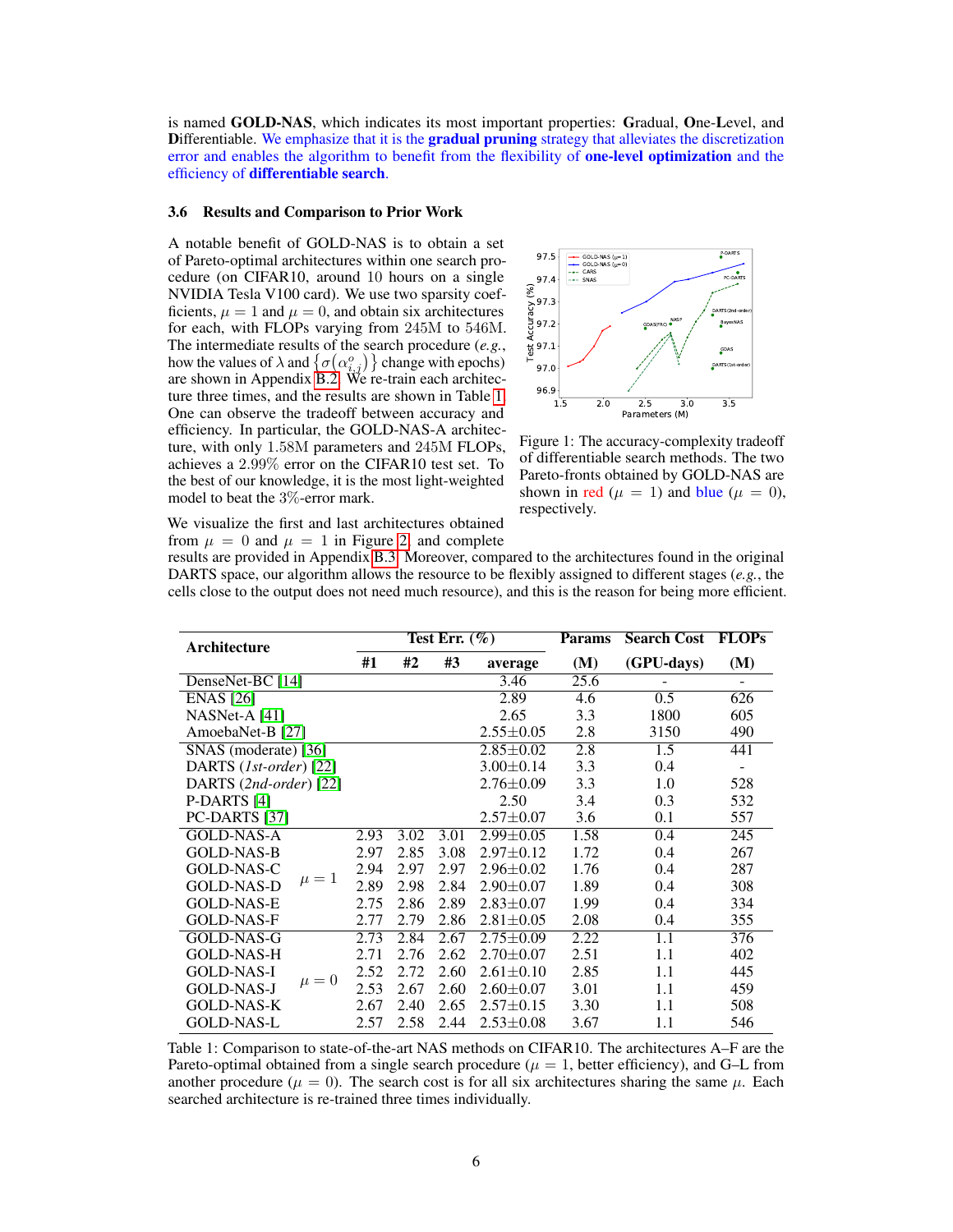is named **GOLD-NAS**, which indicates its most important properties: **G**radual, **O**ne-**L**evel, and **D**ifferentiable. We emphasize that it is the **gradual pruning** strategy that alleviates the discretization error and enables the algorithm to benefit from the flexibility of **one-level optimization** and the efficiency of **differentiable search**.

### 3.6 Results and Comparison to Prior Work

A notable benefit of GOLD-NAS is to obtain a set of Pareto-optimal architectures within one search procedure (on CIFAR10, around 10 hours on a single NVIDIA Tesla V100 card). We use two sparsity coefficients, $\mu = 1$ and $\mu = 0$, and obtain six architectures for each, with FLOPs varying from 245M to 546M. The intermediate results of the search procedure (*e.g.*, how the values of $\lambda$ and $\left\{\sigma\left(\alpha_{i,j}^{o}\right)\right\}$ change with epochs) are shown in Appendix B.2. We re-train each architecture three times, and the results are shown in Table 1. One can observe the tradeoff between accuracy and efficiency. In particular, the GOLD-NAS-A architecture, with only 1.58M parameters and 245M FLOPs, achieves a 2.99% error on the CIFAR10 test set. To the best of our knowledge, it is the most light-weighted model to beat the 3%-error mark.

Figure 1: The accuracy-complexity tradeoff of differentiable search methods. The two Pareto-fronts obtained by GOLD-NAS are shown in red ($\mu = 1$) and blue ($\mu = 0$), respectively.

We visualize the first and last architectures obtained from $\mu = 0$ and $\mu = 1$ in Figure 2, and complete results are provided in Appendix B.3. Moreover, compared to the architectures found in the original DARTS space, our algorithm allows the resource to be flexibly assigned to different stages (*e.g.*, the cells close to the output does not need much resource), and this is the reason for being more efficient.

| Architecture | | Test Err. (%) #1 | #2 | #3 | average | Params (M) | Search Cost (GPU-days) | FLOPs (M) |
|---|---|---|---|---|---|---|---|---|
| DenseNet-BC [14] | | | | | 3.46 | 25.6 | - | - |
| ENAS [26] | | | | | 2.89 | 4.6 | 0.5 | 626 |
| NASNet-A [41] | | | | | 2.65 | 3.3 | 1800 | 605 |
| AmoebaNet-B [27] | | | | | 2.55±0.05 | 2.8 | 3150 | 490 |
| SNAS (moderate) [36] | | | | | 2.85±0.02 | 2.8 | 1.5 | 441 |
| DARTS (*1st-order*) [22] | | | | | 3.00±0.14 | 3.3 | 0.4 | - |
| DARTS (*2nd-order*) [22] | | | | | 2.76±0.09 | 3.3 | 1.0 | 528 |
| P-DARTS [4] | | | | | 2.50 | 3.4 | 0.3 | 532 |
| PC-DARTS [37] | | | | | 2.57±0.07 | 3.6 | 0.1 | 557 |
| GOLD-NAS-A | $\mu = 1$ | 2.93 | 3.02 | 3.01 | 2.99±0.05 | 1.58 | 0.4 | 245 |
| GOLD-NAS-B | $\mu = 1$ | 2.97 | 2.85 | 3.08 | 2.97±0.12 | 1.72 | 0.4 | 267 |
| GOLD-NAS-C | $\mu = 1$ | 2.94 | 2.97 | 2.97 | 2.96±0.02 | 1.76 | 0.4 | 287 |
| GOLD-NAS-D | $\mu = 1$ | 2.89 | 2.98 | 2.84 | 2.90±0.07 | 1.89 | 0.4 | 308 |
| GOLD-NAS-E | $\mu = 1$ | 2.75 | 2.86 | 2.89 | 2.83±0.07 | 1.99 | 0.4 | 334 |
| GOLD-NAS-F | $\mu = 1$ | 2.77 | 2.79 | 2.86 | 2.81±0.05 | 2.08 | 0.4 | 355 |
| GOLD-NAS-G | $\mu = 0$ | 2.73 | 2.84 | 2.67 | 2.75±0.09 | 2.22 | 1.1 | 376 |
| GOLD-NAS-H | $\mu = 0$ | 2.71 | 2.76 | 2.62 | 2.70±0.07 | 2.51 | 1.1 | 402 |
| GOLD-NAS-I | $\mu = 0$ | 2.52 | 2.72 | 2.60 | 2.61±0.10 | 2.85 | 1.1 | 445 |
| GOLD-NAS-J | $\mu = 0$ | 2.53 | 2.67 | 2.60 | 2.60±0.07 | 3.01 | 1.1 | 459 |
| GOLD-NAS-K | $\mu = 0$ | 2.67 | 2.40 | 2.65 | 2.57±0.15 | 3.30 | 1.1 | 508 |
| GOLD-NAS-L | $\mu = 0$ | 2.57 | 2.58 | 2.44 | 2.53±0.08 | 3.67 | 1.1 | 546 |

Table 1: Comparison to state-of-the-art NAS methods on CIFAR10. The architectures A–F are the Pareto-optimal obtained from a single search procedure ($\mu = 1$, better efficiency), and G–L from another procedure ($\mu = 0$). The search cost is for all six architectures sharing the same $\mu$. Each searched architecture is re-trained three times individually.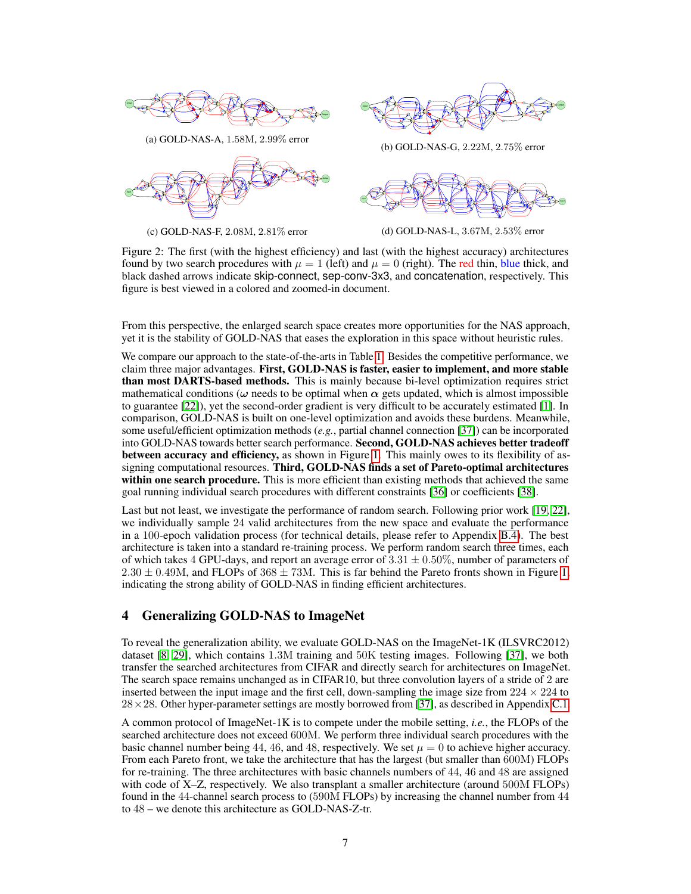(a) GOLD-NAS-A, 1.58M, 2.99% error

(b) GOLD-NAS-G, 2.22M, 2.75% error

(c) GOLD-NAS-F, 2.08M, 2.81% error

(d) GOLD-NAS-L, 3.67M, 2.53% error

Figure 2: The first (with the highest efficiency) and last (with the highest accuracy) architectures found by two search procedures with $\mu = 1$ (left) and $\mu = 0$ (right). The red thin, blue thick, and black dashed arrows indicate skip-connect, sep-conv-3x3, and concatenation, respectively. This figure is best viewed in a colored and zoomed-in document.

From this perspective, the enlarged search space creates more opportunities for the NAS approach, yet it is the stability of GOLD-NAS that eases the exploration in this space without heuristic rules.

We compare our approach to the state-of-the-arts in Table 1. Besides the competitive performance, we claim three major advantages. **First, GOLD-NAS is faster, easier to implement, and more stable than most DARTS-based methods.** This is mainly because bi-level optimization requires strict mathematical conditions ($\boldsymbol{\omega}$ needs to be optimal when $\boldsymbol{\alpha}$ gets updated, which is almost impossible to guarantee [22]), yet the second-order gradient is very difficult to be accurately estimated [1]. In comparison, GOLD-NAS is built on one-level optimization and avoids these burdens. Meanwhile, some useful/efficient optimization methods (*e.g.*, partial channel connection [37]) can be incorporated into GOLD-NAS towards better search performance. **Second, GOLD-NAS achieves better tradeoff between accuracy and efficiency,** as shown in Figure 1. This mainly owes to its flexibility of assigning computational resources. **Third, GOLD-NAS finds a set of Pareto-optimal architectures within one search procedure.** This is more efficient than existing methods that achieved the same goal running individual search procedures with different constraints [36] or coefficients [38].

Last but not least, we investigate the performance of random search. Following prior work [19, 22], we individually sample 24 valid architectures from the new space and evaluate the performance in a 100-epoch validation process (for technical details, please refer to Appendix B.4). The best architecture is taken into a standard re-training process. We perform random search three times, each of which takes 4 GPU-days, and report an average error of $3.31 \pm 0.50\%$, number of parameters of $2.30 \pm 0.49\mathrm{M}$, and FLOPs of $368 \pm 73\mathrm{M}$. This is far behind the Pareto fronts shown in Figure 1, indicating the strong ability of GOLD-NAS in finding efficient architectures.

## 4 Generalizing GOLD-NAS to ImageNet

To reveal the generalization ability, we evaluate GOLD-NAS on the ImageNet-1K (ILSVRC2012) dataset [8, 29], which contains 1.3M training and 50K testing images. Following [37], we both transfer the searched architectures from CIFAR and directly search for architectures on ImageNet. The search space remains unchanged as in CIFAR10, but three convolution layers of a stride of 2 are inserted between the input image and the first cell, down-sampling the image size from $224 \times 224$ to $28 \times 28$. Other hyper-parameter settings are mostly borrowed from [37], as described in Appendix C.1.

A common protocol of ImageNet-1K is to compete under the mobile setting, *i.e.*, the FLOPs of the searched architecture does not exceed 600M. We perform three individual search procedures with the basic channel number being 44, 46, and 48, respectively. We set $\mu = 0$ to achieve higher accuracy. From each Pareto front, we take the architecture that has the largest (but smaller than 600M) FLOPs for re-training. The three architectures with basic channels numbers of 44, 46 and 48 are assigned with code of X–Z, respectively. We also transplant a smaller architecture (around 500M FLOPs) found in the 44-channel search process to (590M FLOPs) by increasing the channel number from 44 to 48 – we denote this architecture as GOLD-NAS-Z-tr.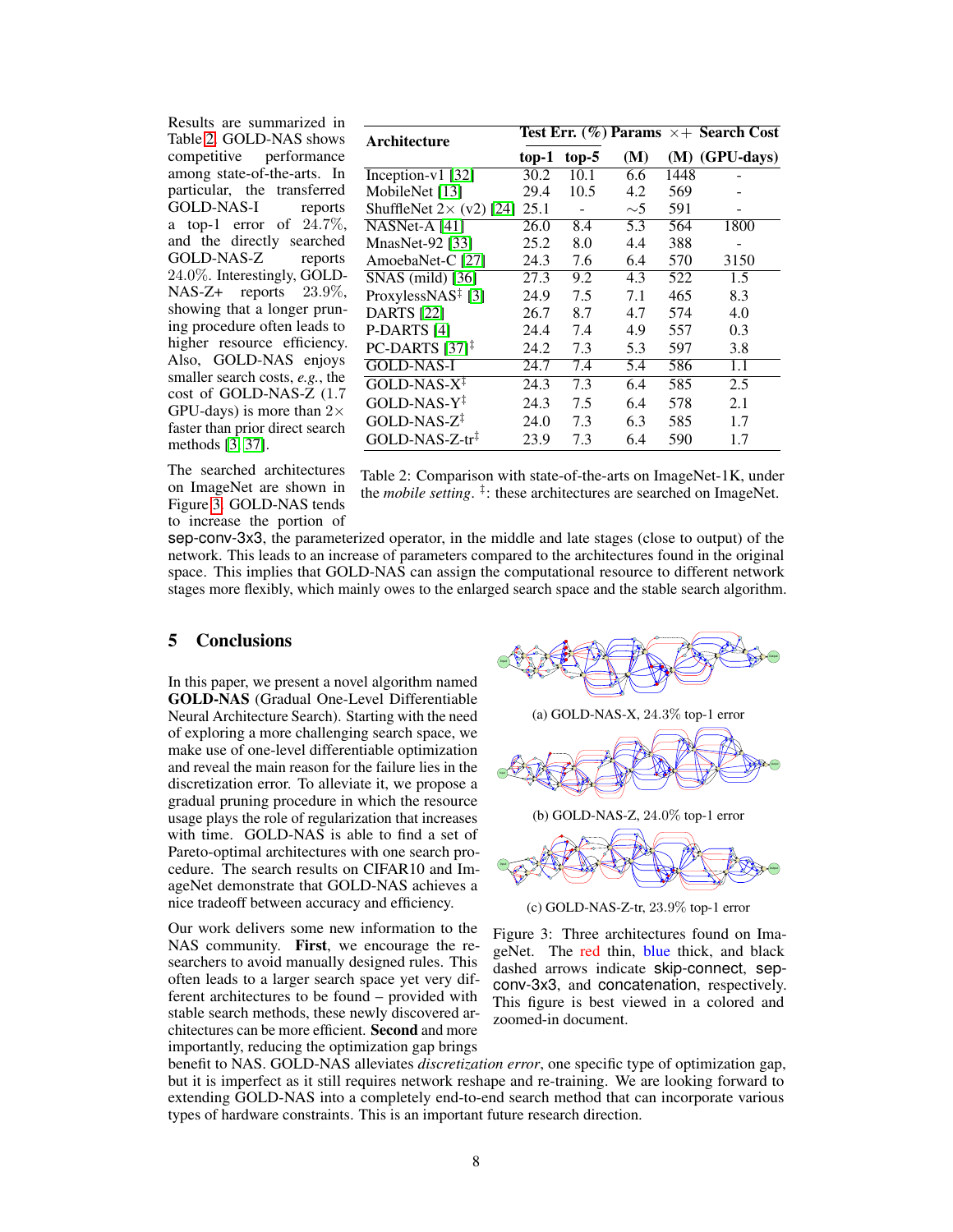Results are summarized in Table 2. GOLD-NAS shows competitive performance among state-of-the-arts. In particular, the transferred GOLD-NAS-I reports a top-1 error of 24.7%, and the directly searched GOLD-NAS-Z reports 24.0%. Interestingly, GOLD-NAS-Z+ reports 23.9%, showing that a longer pruning procedure often leads to higher resource efficiency. Also, GOLD-NAS enjoys smaller search costs, *e.g.*, the cost of GOLD-NAS-Z (1.7 GPU-days) is more than 2× faster than prior direct search methods [3, 37].

| Architecture | Test Err. (%) | | Params | ×+ | Search Cost |
|---|---|---|---|---|---|
| | top-1 | top-5 | (M) | (M) | (GPU-days) |
| Inception-v1 [32] | 30.2 | 10.1 | 6.6 | 1448 | - |
| MobileNet [13] | 29.4 | 10.5 | 4.2 | 569 | - |
| ShuffleNet 2× (v2) [24] | 25.1 | - | ∼5 | 591 | - |
| NASNet-A [41] | 26.0 | 8.4 | 5.3 | 564 | 1800 |
| MnasNet-92 [33] | 25.2 | 8.0 | 4.4 | 388 | - |
| AmoebaNet-C [27] | 24.3 | 7.6 | 6.4 | 570 | 3150 |
| SNAS (mild) [36] | 27.3 | 9.2 | 4.3 | 522 | 1.5 |
| ProxylessNAS‡ [3] | 24.9 | 7.5 | 7.1 | 465 | 8.3 |
| DARTS [22] | 26.7 | 8.7 | 4.7 | 574 | 4.0 |
| P-DARTS [4] | 24.4 | 7.4 | 4.9 | 557 | 0.3 |
| PC-DARTS [37]‡ | 24.2 | 7.3 | 5.3 | 597 | 3.8 |
| GOLD-NAS-I | 24.7 | 7.4 | 5.4 | 586 | 1.1 |
| GOLD-NAS-X‡ | 24.3 | 7.3 | 6.4 | 585 | 2.5 |
| GOLD-NAS-Y‡ | 24.3 | 7.5 | 6.4 | 578 | 2.1 |
| GOLD-NAS-Z‡ | 24.0 | 7.3 | 6.3 | 585 | 1.7 |
| GOLD-NAS-Z-tr‡ | 23.9 | 7.3 | 6.4 | 590 | 1.7 |

Table 2: Comparison with state-of-the-arts on ImageNet-1K, under the *mobile setting*. ‡: these architectures are searched on ImageNet.

The searched architectures on ImageNet are shown in Figure 3. GOLD-NAS tends to increase the portion of sep-conv-3x3, the parameterized operator, in the middle and late stages (close to output) of the network. This leads to an increase of parameters compared to the architectures found in the original space. This implies that GOLD-NAS can assign the computational resource to different network stages more flexibly, which mainly owes to the enlarged search space and the stable search algorithm.

## 5 Conclusions

In this paper, we present a novel algorithm named **GOLD-NAS** (Gradual One-Level Differentiable Neural Architecture Search). Starting with the need of exploring a more challenging search space, we make use of one-level differentiable optimization and reveal the main reason for the failure lies in the discretization error. To alleviate it, we propose a gradual pruning procedure in which the resource usage plays the role of regularization that increases with time. GOLD-NAS is able to find a set of Pareto-optimal architectures with one search procedure. The search results on CIFAR10 and ImageNet demonstrate that GOLD-NAS achieves a nice tradeoff between accuracy and efficiency.

(a) GOLD-NAS-X, 24.3% top-1 error

(b) GOLD-NAS-Z, 24.0% top-1 error

(c) GOLD-NAS-Z-tr, 23.9% top-1 error

Figure 3: Three architectures found on ImageNet. The red thin, blue thick, and black dashed arrows indicate skip-connect, sep-conv-3x3, and concatenation, respectively. This figure is best viewed in a colored and zoomed-in document.

Our work delivers some new information to the NAS community. **First**, we encourage the researchers to avoid manually designed rules. This often leads to a larger search space yet very different architectures to be found – provided with stable search methods, these newly discovered architectures can be more efficient. **Second** and more importantly, reducing the optimization gap brings benefit to NAS. GOLD-NAS alleviates *discretization error*, one specific type of optimization gap, but it is imperfect as it still requires network reshape and re-training. We are looking forward to extending GOLD-NAS into a completely end-to-end search method that can incorporate various types of hardware constraints. This is an important future research direction.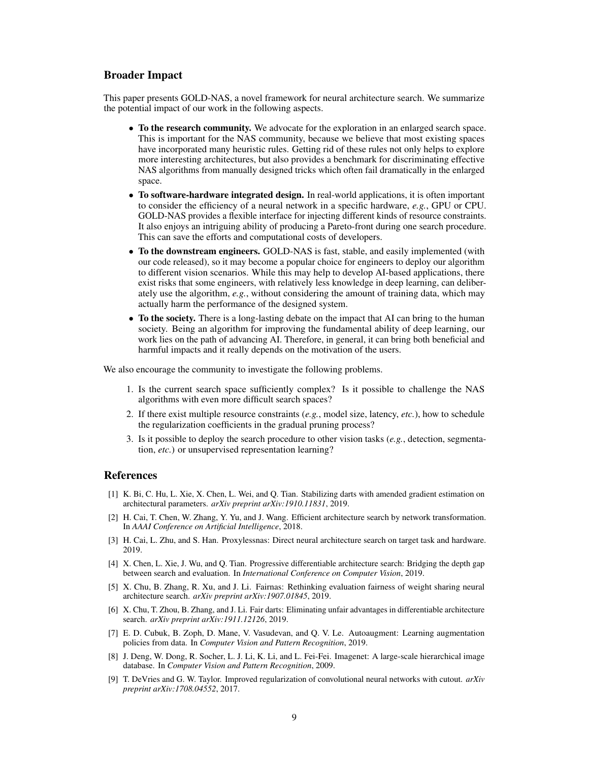## Broader Impact

This paper presents GOLD-NAS, a novel framework for neural architecture search. We summarize the potential impact of our work in the following aspects.

- **To the research community.** We advocate for the exploration in an enlarged search space. This is important for the NAS community, because we believe that most existing spaces have incorporated many heuristic rules. Getting rid of these rules not only helps to explore more interesting architectures, but also provides a benchmark for discriminating effective NAS algorithms from manually designed tricks which often fail dramatically in the enlarged space.
- **To software-hardware integrated design.** In real-world applications, it is often important to consider the efficiency of a neural network in a specific hardware, *e.g.*, GPU or CPU. GOLD-NAS provides a flexible interface for injecting different kinds of resource constraints. It also enjoys an intriguing ability of producing a Pareto-front during one search procedure. This can save the efforts and computational costs of developers.
- **To the downstream engineers.** GOLD-NAS is fast, stable, and easily implemented (with our code released), so it may become a popular choice for engineers to deploy our algorithm to different vision scenarios. While this may help to develop AI-based applications, there exist risks that some engineers, with relatively less knowledge in deep learning, can deliberately use the algorithm, *e.g.*, without considering the amount of training data, which may actually harm the performance of the designed system.
- **To the society.** There is a long-lasting debate on the impact that AI can bring to the human society. Being an algorithm for improving the fundamental ability of deep learning, our work lies on the path of advancing AI. Therefore, in general, it can bring both beneficial and harmful impacts and it really depends on the motivation of the users.

We also encourage the community to investigate the following problems.

1. Is the current search space sufficiently complex? Is it possible to challenge the NAS algorithms with even more difficult search spaces?
2. If there exist multiple resource constraints (*e.g.*, model size, latency, *etc.*), how to schedule the regularization coefficients in the gradual pruning process?
3. Is it possible to deploy the search procedure to other vision tasks (*e.g.*, detection, segmentation, *etc.*) or unsupervised representation learning?

## References

[1] K. Bi, C. Hu, L. Xie, X. Chen, L. Wei, and Q. Tian. Stabilizing darts with amended gradient estimation on architectural parameters. *arXiv preprint arXiv:1910.11831*, 2019.

[2] H. Cai, T. Chen, W. Zhang, Y. Yu, and J. Wang. Efficient architecture search by network transformation. In *AAAI Conference on Artificial Intelligence*, 2018.

[3] H. Cai, L. Zhu, and S. Han. Proxylessnas: Direct neural architecture search on target task and hardware. 2019.

[4] X. Chen, L. Xie, J. Wu, and Q. Tian. Progressive differentiable architecture search: Bridging the depth gap between search and evaluation. In *International Conference on Computer Vision*, 2019.

[5] X. Chu, B. Zhang, R. Xu, and J. Li. Fairnas: Rethinking evaluation fairness of weight sharing neural architecture search. *arXiv preprint arXiv:1907.01845*, 2019.

[6] X. Chu, T. Zhou, B. Zhang, and J. Li. Fair darts: Eliminating unfair advantages in differentiable architecture search. *arXiv preprint arXiv:1911.12126*, 2019.

[7] E. D. Cubuk, B. Zoph, D. Mane, V. Vasudevan, and Q. V. Le. Autoaugment: Learning augmentation policies from data. In *Computer Vision and Pattern Recognition*, 2019.

[8] J. Deng, W. Dong, R. Socher, L. J. Li, K. Li, and L. Fei-Fei. Imagenet: A large-scale hierarchical image database. In *Computer Vision and Pattern Recognition*, 2009.

[9] T. DeVries and G. W. Taylor. Improved regularization of convolutional neural networks with cutout. *arXiv preprint arXiv:1708.04552*, 2017.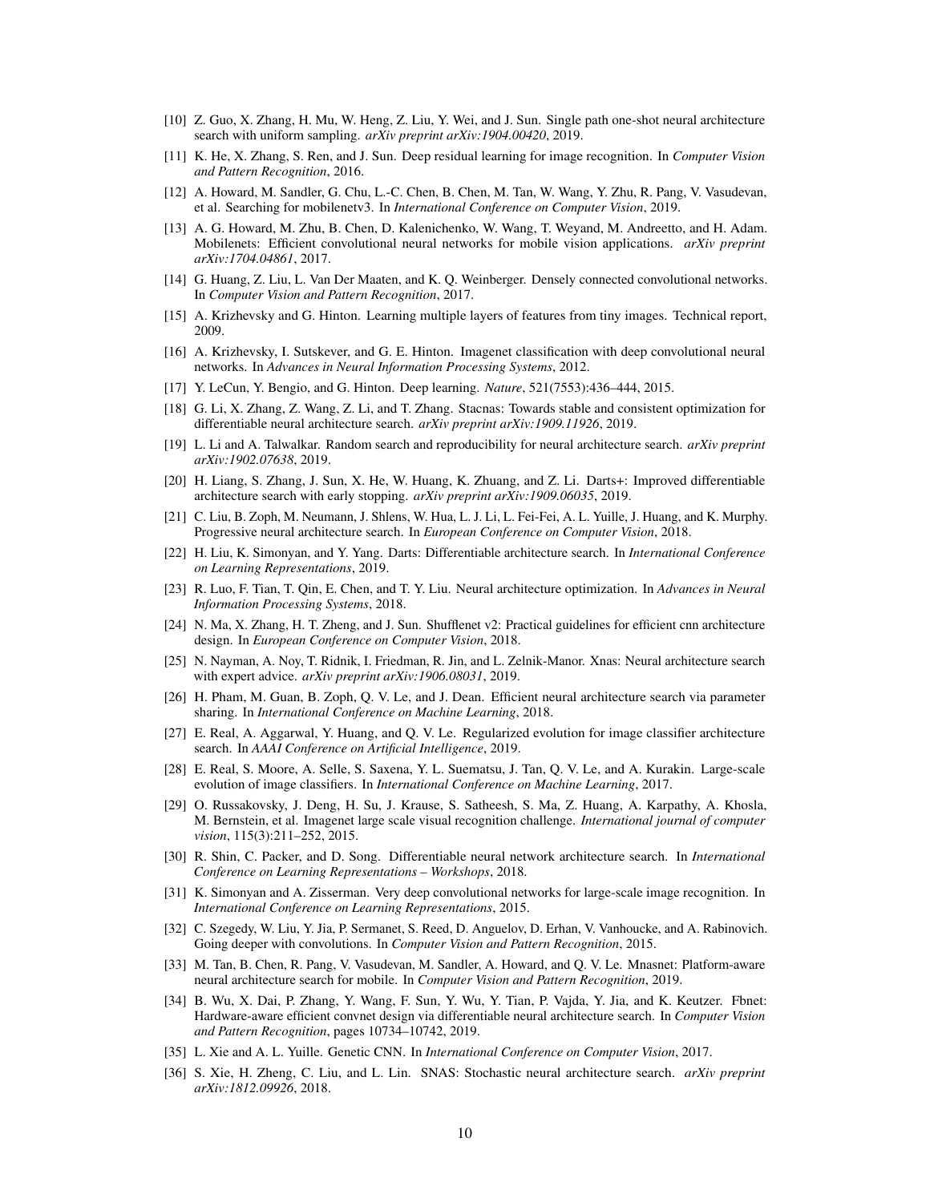[10] Z. Guo, X. Zhang, H. Mu, W. Heng, Z. Liu, Y. Wei, and J. Sun. Single path one-shot neural architecture search with uniform sampling. *arXiv preprint arXiv:1904.00420*, 2019.

[11] K. He, X. Zhang, S. Ren, and J. Sun. Deep residual learning for image recognition. In *Computer Vision and Pattern Recognition*, 2016.

[12] A. Howard, M. Sandler, G. Chu, L.-C. Chen, B. Chen, M. Tan, W. Wang, Y. Zhu, R. Pang, V. Vasudevan, et al. Searching for mobilenetv3. In *International Conference on Computer Vision*, 2019.

[13] A. G. Howard, M. Zhu, B. Chen, D. Kalenichenko, W. Wang, T. Weyand, M. Andreetto, and H. Adam. Mobilenets: Efficient convolutional neural networks for mobile vision applications. *arXiv preprint arXiv:1704.04861*, 2017.

[14] G. Huang, Z. Liu, L. Van Der Maaten, and K. Q. Weinberger. Densely connected convolutional networks. In *Computer Vision and Pattern Recognition*, 2017.

[15] A. Krizhevsky and G. Hinton. Learning multiple layers of features from tiny images. Technical report, 2009.

[16] A. Krizhevsky, I. Sutskever, and G. E. Hinton. Imagenet classification with deep convolutional neural networks. In *Advances in Neural Information Processing Systems*, 2012.

[17] Y. LeCun, Y. Bengio, and G. Hinton. Deep learning. *Nature*, 521(7553):436–444, 2015.

[18] G. Li, X. Zhang, Z. Wang, Z. Li, and T. Zhang. Stacnas: Towards stable and consistent optimization for differentiable neural architecture search. *arXiv preprint arXiv:1909.11926*, 2019.

[19] L. Li and A. Talwalkar. Random search and reproducibility for neural architecture search. *arXiv preprint arXiv:1902.07638*, 2019.

[20] H. Liang, S. Zhang, J. Sun, X. He, W. Huang, K. Zhuang, and Z. Li. Darts+: Improved differentiable architecture search with early stopping. *arXiv preprint arXiv:1909.06035*, 2019.

[21] C. Liu, B. Zoph, M. Neumann, J. Shlens, W. Hua, L. J. Li, L. Fei-Fei, A. L. Yuille, J. Huang, and K. Murphy. Progressive neural architecture search. In *European Conference on Computer Vision*, 2018.

[22] H. Liu, K. Simonyan, and Y. Yang. Darts: Differentiable architecture search. In *International Conference on Learning Representations*, 2019.

[23] R. Luo, F. Tian, T. Qin, E. Chen, and T. Y. Liu. Neural architecture optimization. In *Advances in Neural Information Processing Systems*, 2018.

[24] N. Ma, X. Zhang, H. T. Zheng, and J. Sun. Shufflenet v2: Practical guidelines for efficient cnn architecture design. In *European Conference on Computer Vision*, 2018.

[25] N. Nayman, A. Noy, T. Ridnik, I. Friedman, R. Jin, and L. Zelnik-Manor. Xnas: Neural architecture search with expert advice. *arXiv preprint arXiv:1906.08031*, 2019.

[26] H. Pham, M. Guan, B. Zoph, Q. V. Le, and J. Dean. Efficient neural architecture search via parameter sharing. In *International Conference on Machine Learning*, 2018.

[27] E. Real, A. Aggarwal, Y. Huang, and Q. V. Le. Regularized evolution for image classifier architecture search. In *AAAI Conference on Artificial Intelligence*, 2019.

[28] E. Real, S. Moore, A. Selle, S. Saxena, Y. L. Suematsu, J. Tan, Q. V. Le, and A. Kurakin. Large-scale evolution of image classifiers. In *International Conference on Machine Learning*, 2017.

[29] O. Russakovsky, J. Deng, H. Su, J. Krause, S. Satheesh, S. Ma, Z. Huang, A. Karpathy, A. Khosla, M. Bernstein, et al. Imagenet large scale visual recognition challenge. *International journal of computer vision*, 115(3):211–252, 2015.

[30] R. Shin, C. Packer, and D. Song. Differentiable neural network architecture search. In *International Conference on Learning Representations – Workshops*, 2018.

[31] K. Simonyan and A. Zisserman. Very deep convolutional networks for large-scale image recognition. In *International Conference on Learning Representations*, 2015.

[32] C. Szegedy, W. Liu, Y. Jia, P. Sermanet, S. Reed, D. Anguelov, D. Erhan, V. Vanhoucke, and A. Rabinovich. Going deeper with convolutions. In *Computer Vision and Pattern Recognition*, 2015.

[33] M. Tan, B. Chen, R. Pang, V. Vasudevan, M. Sandler, A. Howard, and Q. V. Le. Mnasnet: Platform-aware neural architecture search for mobile. In *Computer Vision and Pattern Recognition*, 2019.

[34] B. Wu, X. Dai, P. Zhang, Y. Wang, F. Sun, Y. Wu, Y. Tian, P. Vajda, Y. Jia, and K. Keutzer. Fbnet: Hardware-aware efficient convnet design via differentiable neural architecture search. In *Computer Vision and Pattern Recognition*, pages 10734–10742, 2019.

[35] L. Xie and A. L. Yuille. Genetic CNN. In *International Conference on Computer Vision*, 2017.

[36] S. Xie, H. Zheng, C. Liu, and L. Lin. SNAS: Stochastic neural architecture search. *arXiv preprint arXiv:1812.09926*, 2018.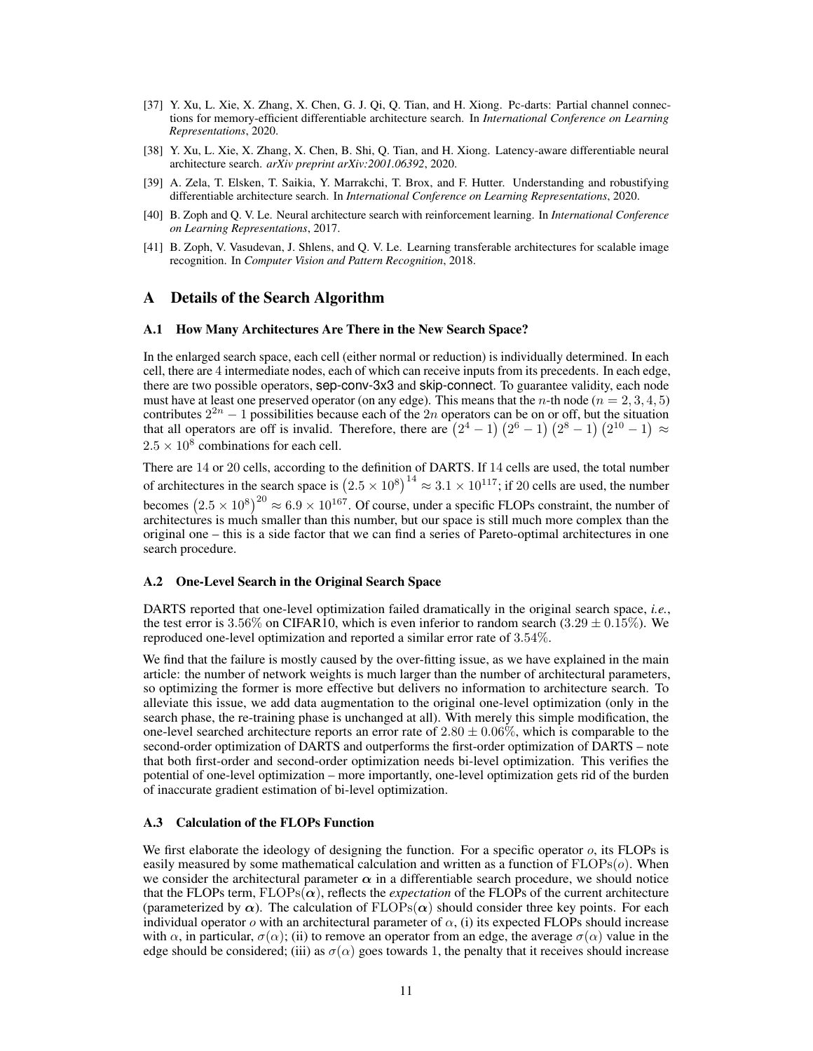[37] Y. Xu, L. Xie, X. Zhang, X. Chen, G. J. Qi, Q. Tian, and H. Xiong. Pc-darts: Partial channel connections for memory-efficient differentiable architecture search. In *International Conference on Learning Representations*, 2020.

[38] Y. Xu, L. Xie, X. Zhang, X. Chen, B. Shi, Q. Tian, and H. Xiong. Latency-aware differentiable neural architecture search. *arXiv preprint arXiv:2001.06392*, 2020.

[39] A. Zela, T. Elsken, T. Saikia, Y. Marrakchi, T. Brox, and F. Hutter. Understanding and robustifying differentiable architecture search. In *International Conference on Learning Representations*, 2020.

[40] B. Zoph and Q. V. Le. Neural architecture search with reinforcement learning. In *International Conference on Learning Representations*, 2017.

[41] B. Zoph, V. Vasudevan, J. Shlens, and Q. V. Le. Learning transferable architectures for scalable image recognition. In *Computer Vision and Pattern Recognition*, 2018.

# A Details of the Search Algorithm

## A.1 How Many Architectures Are There in the New Search Space?

In the enlarged search space, each cell (either normal or reduction) is individually determined. In each cell, there are 4 intermediate nodes, each of which can receive inputs from its precedents. In each edge, there are two possible operators, sep-conv-3x3 and skip-connect. To guarantee validity, each node must have at least one preserved operator (on any edge). This means that the $n$-th node ($n = 2, 3, 4, 5$) contributes $2^{2n} - 1$ possibilities because each of the $2n$ operators can be on or off, but the situation that all operators are off is invalid. Therefore, there are $\left(2^4 - 1\right)\left(2^6 - 1\right)\left(2^8 - 1\right)\left(2^{10} - 1\right) \approx 2.5 \times 10^8$ combinations for each cell.

There are 14 or 20 cells, according to the definition of DARTS. If 14 cells are used, the total number of architectures in the search space is $\left(2.5 \times 10^8\right)^{14} \approx 3.1 \times 10^{117}$; if 20 cells are used, the number becomes $\left(2.5 \times 10^8\right)^{20} \approx 6.9 \times 10^{167}$. Of course, under a specific FLOPs constraint, the number of architectures is much smaller than this number, but our space is still much more complex than the original one – this is a side factor that we can find a series of Pareto-optimal architectures in one search procedure.

## A.2 One-Level Search in the Original Search Space

DARTS reported that one-level optimization failed dramatically in the original search space, *i.e.*, the test error is $3.56\%$ on CIFAR10, which is even inferior to random search ($3.29 \pm 0.15\%$). We reproduced one-level optimization and reported a similar error rate of $3.54\%$.

We find that the failure is mostly caused by the over-fitting issue, as we have explained in the main article: the number of network weights is much larger than the number of architectural parameters, so optimizing the former is more effective but delivers no information to architecture search. To alleviate this issue, we add data augmentation to the original one-level optimization (only in the search phase, the re-training phase is unchanged at all). With merely this simple modification, the one-level searched architecture reports an error rate of $2.80 \pm 0.06\%$, which is comparable to the second-order optimization of DARTS and outperforms the first-order optimization of DARTS – note that both first-order and second-order optimization needs bi-level optimization. This verifies the potential of one-level optimization – more importantly, one-level optimization gets rid of the burden of inaccurate gradient estimation of bi-level optimization.

## A.3 Calculation of the FLOPs Function

We first elaborate the ideology of designing the function. For a specific operator $o$, its FLOPs is easily measured by some mathematical calculation and written as a function of $\mathrm{FLOPs}(o)$. When we consider the architectural parameter $\boldsymbol{\alpha}$ in a differentiable search procedure, we should notice that the FLOPs term, $\mathrm{FLOPs}(\boldsymbol{\alpha})$, reflects the *expectation* of the FLOPs of the current architecture (parameterized by $\boldsymbol{\alpha}$). The calculation of $\mathrm{FLOPs}(\boldsymbol{\alpha})$ should consider three key points. For each individual operator $o$ with an architectural parameter of $\alpha$, (i) its expected FLOPs should increase with $\alpha$, in particular, $\sigma(\alpha)$; (ii) to remove an operator from an edge, the average $\sigma(\alpha)$ value in the edge should be considered; (iii) as $\sigma(\alpha)$ goes towards 1, the penalty that it receives should increase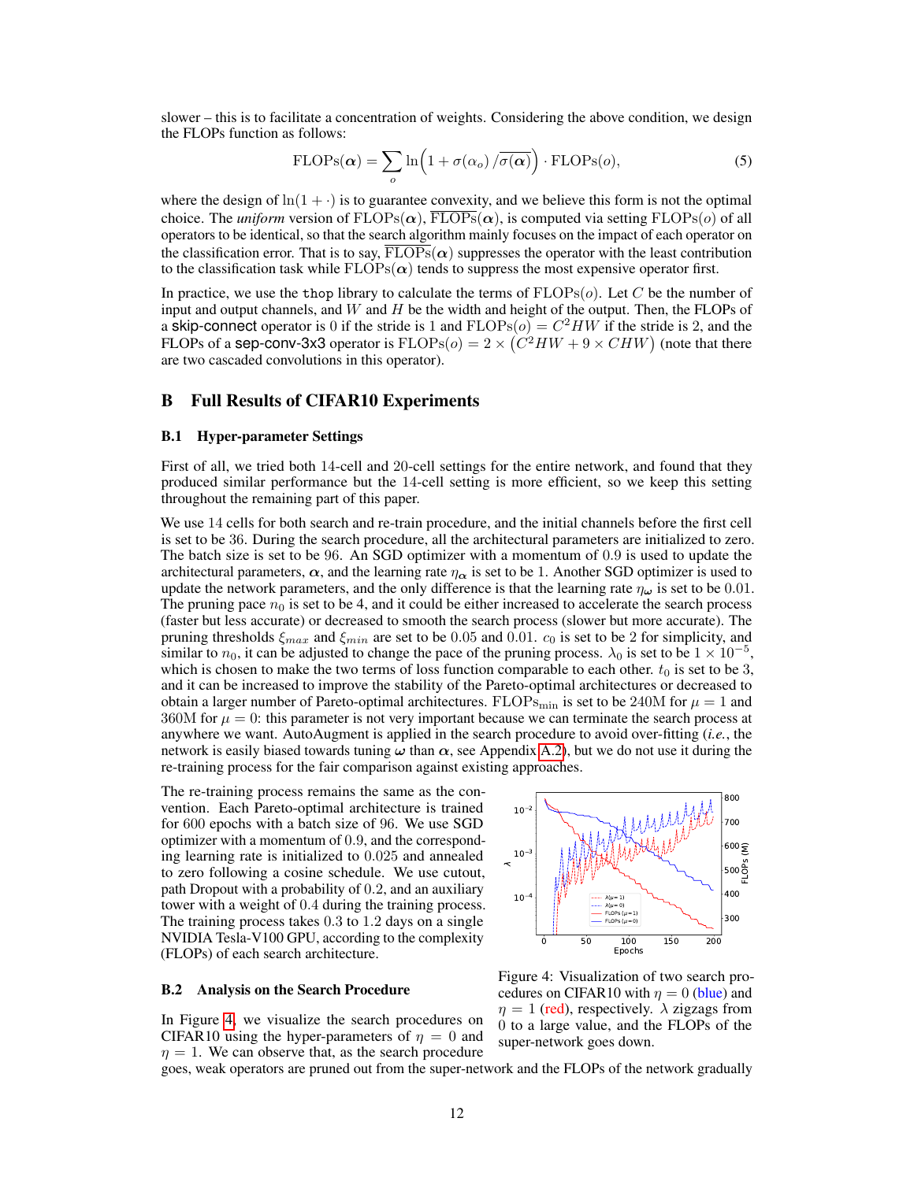slower – this is to facilitate a concentration of weights. Considering the above condition, we design the FLOPs function as follows:

$$\mathrm{FLOPs}(\boldsymbol{\alpha}) = \sum_{o} \ln\Big(1 + \sigma(\alpha_o) \, / \overline{\sigma(\boldsymbol{\alpha})}\Big) \cdot \mathrm{FLOPs}(o), \tag{5}$$

where the design of $\ln(1+\cdot)$ is to guarantee convexity, and we believe this form is not the optimal choice. The *uniform* version of $\mathrm{FLOPs}(\boldsymbol{\alpha})$, $\overline{\mathrm{FLOPs}}(\boldsymbol{\alpha})$, is computed via setting $\mathrm{FLOPs}(o)$ of all operators to be identical, so that the search algorithm mainly focuses on the impact of each operator on the classification error. That is to say, $\overline{\mathrm{FLOPs}}(\boldsymbol{\alpha})$ suppresses the operator with the least contribution to the classification task while $\mathrm{FLOPs}(\boldsymbol{\alpha})$ tends to suppress the most expensive operator first.

In practice, we use the `thop` library to calculate the terms of $\mathrm{FLOPs}(o)$. Let $C$ be the number of input and output channels, and $W$ and $H$ be the width and height of the output. Then, the FLOPs of a skip-connect operator is 0 if the stride is 1 and $\mathrm{FLOPs}(o) = C^2HW$ if the stride is 2, and the FLOPs of a sep-conv-3x3 operator is $\mathrm{FLOPs}(o) = 2 \times \left(C^2HW + 9 \times CHW\right)$ (note that there are two cascaded convolutions in this operator).

## B Full Results of CIFAR10 Experiments

### B.1 Hyper-parameter Settings

First of all, we tried both 14-cell and 20-cell settings for the entire network, and found that they produced similar performance but the 14-cell setting is more efficient, so we keep this setting throughout the remaining part of this paper.

We use 14 cells for both search and re-train procedure, and the initial channels before the first cell is set to be 36. During the search procedure, all the architectural parameters are initialized to zero. The batch size is set to be 96. An SGD optimizer with a momentum of 0.9 is used to update the architectural parameters, $\boldsymbol{\alpha}$, and the learning rate $\eta_{\boldsymbol{\alpha}}$ is set to be 1. Another SGD optimizer is used to update the network parameters, and the only difference is that the learning rate $\eta_{\boldsymbol{\omega}}$ is set to be 0.01. The pruning pace $n_0$ is set to be 4, and it could be either increased to accelerate the search process (faster but less accurate) or decreased to smooth the search process (slower but more accurate). The pruning thresholds $\xi_{max}$ and $\xi_{min}$ are set to be 0.05 and 0.01. $c_0$ is set to be 2 for simplicity, and similar to $n_0$, it can be adjusted to change the pace of the pruning process. $\lambda_0$ is set to be $1 \times 10^{-5}$, which is chosen to make the two terms of loss function comparable to each other. $t_0$ is set to be 3, and it can be increased to improve the stability of the Pareto-optimal architectures or decreased to obtain a larger number of Pareto-optimal architectures. $\mathrm{FLOPs}_{\mathrm{min}}$ is set to be 240M for $\mu = 1$ and 360M for $\mu = 0$: this parameter is not very important because we can terminate the search process at anywhere we want. AutoAugment is applied in the search procedure to avoid over-fitting (*i.e.*, the network is easily biased towards tuning $\boldsymbol{\omega}$ than $\boldsymbol{\alpha}$, see Appendix A.2), but we do not use it during the re-training process for the fair comparison against existing approaches.

The re-training process remains the same as the convention. Each Pareto-optimal architecture is trained for 600 epochs with a batch size of 96. We use SGD optimizer with a momentum of 0.9, and the corresponding learning rate is initialized to 0.025 and annealed to zero following a cosine schedule. We use cutout, path Dropout with a probability of 0.2, and an auxiliary tower with a weight of 0.4 during the training process. The training process takes 0.3 to 1.2 days on a single NVIDIA Tesla-V100 GPU, according to the complexity (FLOPs) of each search architecture.

Figure 4: Visualization of two search procedures on CIFAR10 with $\eta = 0$ (blue) and $\eta = 1$ (red), respectively. $\lambda$ zigzags from 0 to a large value, and the FLOPs of the super-network goes down.

### B.2 Analysis on the Search Procedure

In Figure 4, we visualize the search procedures on CIFAR10 using the hyper-parameters of $\eta = 0$ and $\eta = 1$. We can observe that, as the search procedure goes, weak operators are pruned out from the super-network and the FLOPs of the network gradually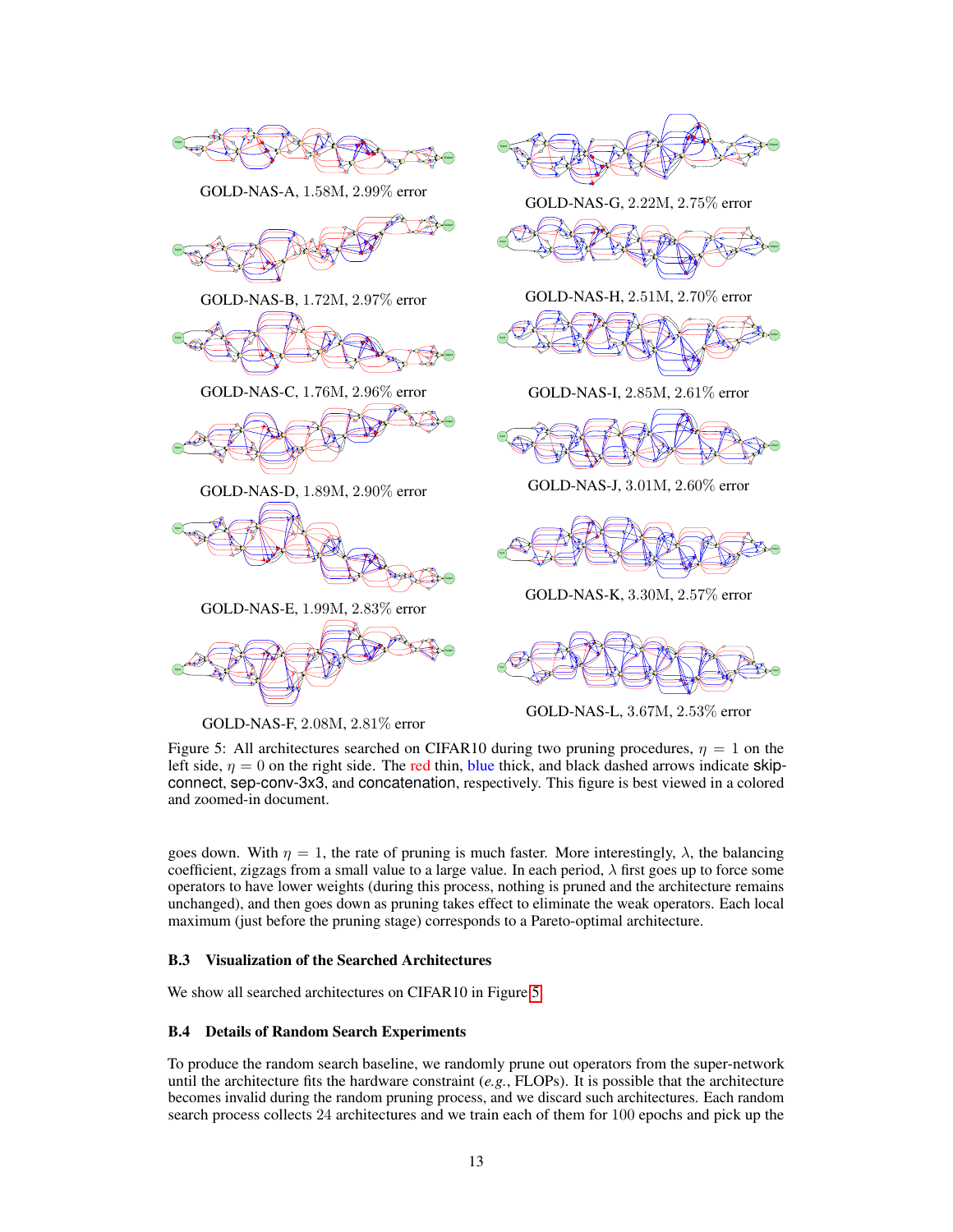GOLD-NAS-A, 1.58M, 2.99% error

GOLD-NAS-B, 1.72M, 2.97% error

GOLD-NAS-C, 1.76M, 2.96% error

GOLD-NAS-D, 1.89M, 2.90% error

GOLD-NAS-E, 1.99M, 2.83% error

GOLD-NAS-F, 2.08M, 2.81% error

GOLD-NAS-G, 2.22M, 2.75% error

GOLD-NAS-H, 2.51M, 2.70% error

GOLD-NAS-I, 2.85M, 2.61% error

GOLD-NAS-J, 3.01M, 2.60% error

GOLD-NAS-K, 3.30M, 2.57% error

GOLD-NAS-L, 3.67M, 2.53% error

Figure 5: All architectures searched on CIFAR10 during two pruning procedures, $\eta = 1$ on the left side, $\eta = 0$ on the right side. The red thin, blue thick, and black dashed arrows indicate skip-connect, sep-conv-3x3, and concatenation, respectively. This figure is best viewed in a colored and zoomed-in document.

goes down. With $\eta = 1$, the rate of pruning is much faster. More interestingly, $\lambda$, the balancing coefficient, zigzags from a small value to a large value. In each period, $\lambda$ first goes up to force some operators to have lower weights (during this process, nothing is pruned and the architecture remains unchanged), and then goes down as pruning takes effect to eliminate the weak operators. Each local maximum (just before the pruning stage) corresponds to a Pareto-optimal architecture.

### B.3 Visualization of the Searched Architectures

We show all searched architectures on CIFAR10 in Figure 5.

### B.4 Details of Random Search Experiments

To produce the random search baseline, we randomly prune out operators from the super-network until the architecture fits the hardware constraint (*e.g.*, FLOPs). It is possible that the architecture becomes invalid during the random pruning process, and we discard such architectures. Each random search process collects 24 architectures and we train each of them for 100 epochs and pick up the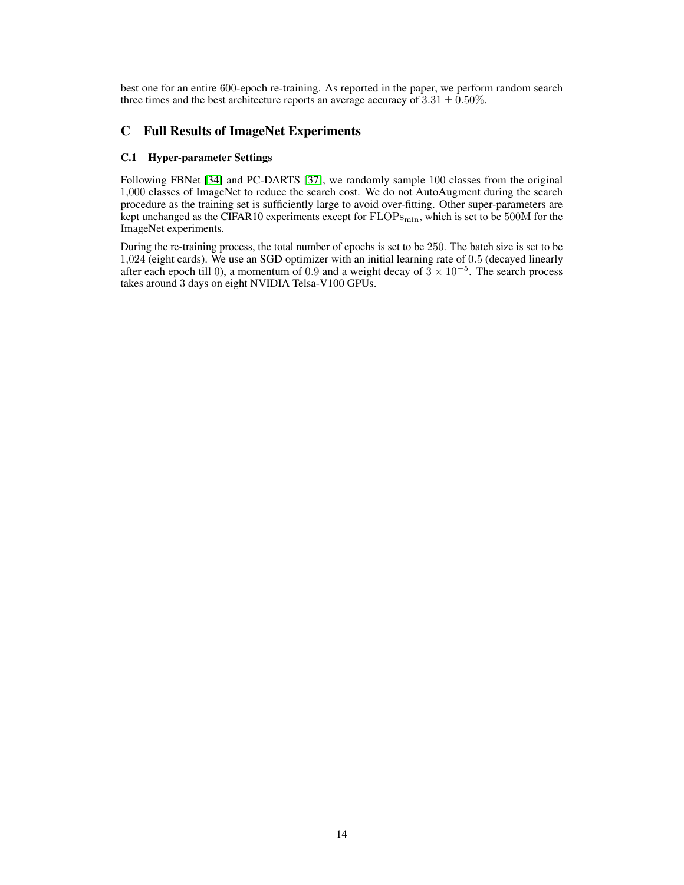best one for an entire 600-epoch re-training. As reported in the paper, we perform random search three times and the best architecture reports an average accuracy of $3.31 \pm 0.50\%$.

## C Full Results of ImageNet Experiments

### C.1 Hyper-parameter Settings

Following FBNet [34] and PC-DARTS [37], we randomly sample 100 classes from the original 1,000 classes of ImageNet to reduce the search cost. We do not AutoAugment during the search procedure as the training set is sufficiently large to avoid over-fitting. Other super-parameters are kept unchanged as the CIFAR10 experiments except for $\mathrm{FLOPs}_{\min}$, which is set to be 500M for the ImageNet experiments.

During the re-training process, the total number of epochs is set to be 250. The batch size is set to be 1,024 (eight cards). We use an SGD optimizer with an initial learning rate of 0.5 (decayed linearly after each epoch till 0), a momentum of 0.9 and a weight decay of $3 \times 10^{-5}$. The search process takes around 3 days on eight NVIDIA Telsa-V100 GPUs.